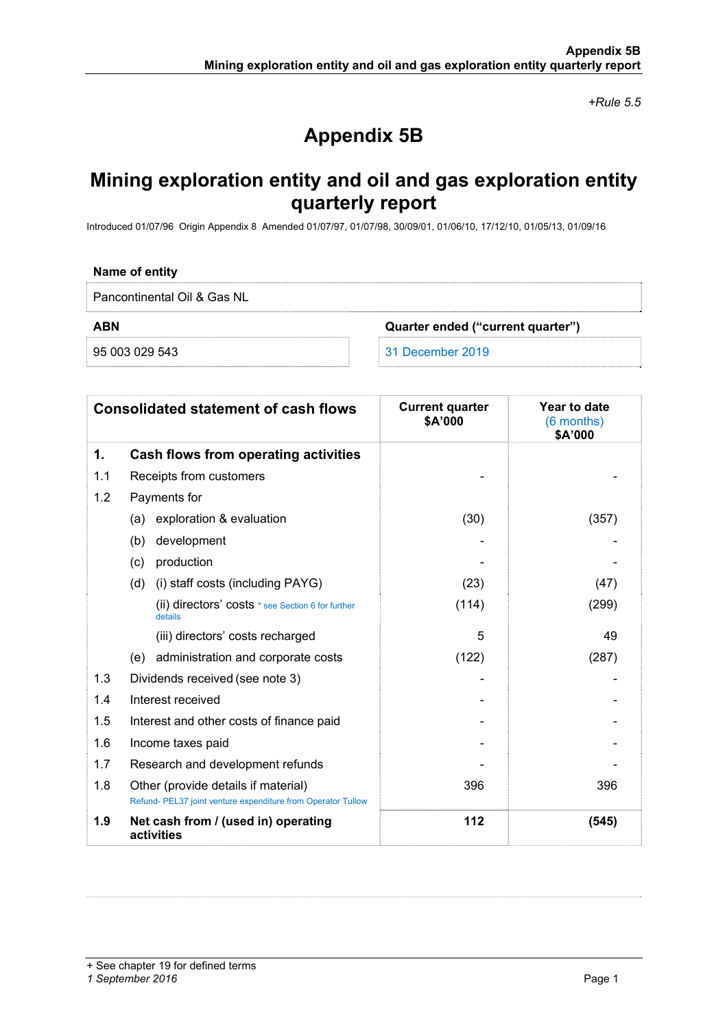*+Rule 5.5*

# Appendix 5B

# Mining exploration entity and oil and gas exploration entity quarterly report

Introduced 01/07/96 Origin Appendix 8 Amended 01/07/97, 01/07/98, 30/09/01, 01/06/10, 17/12/10, 01/05/13, 01/09/16

| Name of entity | |
|---|---|
| Pancontinental Oil & Gas NL | |

| ABN | Quarter ended ("current quarter") |
|---|---|
| 95 003 029 543 | 31 December 2019 |

| | Consolidated statement of cash flows | Current quarter $A'000 | Year to date (6 months) $A'000 |
|---|---|---|---|
| **1.** | **Cash flows from operating activities** | | |
| 1.1 | Receipts from customers | - | - |
| 1.2 | Payments for | | |
| | (a) exploration & evaluation | (30) | (357) |
| | (b) development | - | - |
| | (c) production | - | - |
| | (d) (i) staff costs (including PAYG) | (23) | (47) |
| | (ii) directors' costs * see Section 6 for further details | (114) | (299) |
| | (iii) directors' costs recharged | 5 | 49 |
| | (e) administration and corporate costs | (122) | (287) |
| 1.3 | Dividends received (see note 3) | - | - |
| 1.4 | Interest received | - | - |
| 1.5 | Interest and other costs of finance paid | - | - |
| 1.6 | Income taxes paid | - | - |
| 1.7 | Research and development refunds | - | - |
| 1.8 | Other (provide details if material) Refund- PEL37 joint venture expenditure from Operator Tullow | 396 | 396 |
| **1.9** | **Net cash from / (used in) operating activities** | **112** | **(545)** |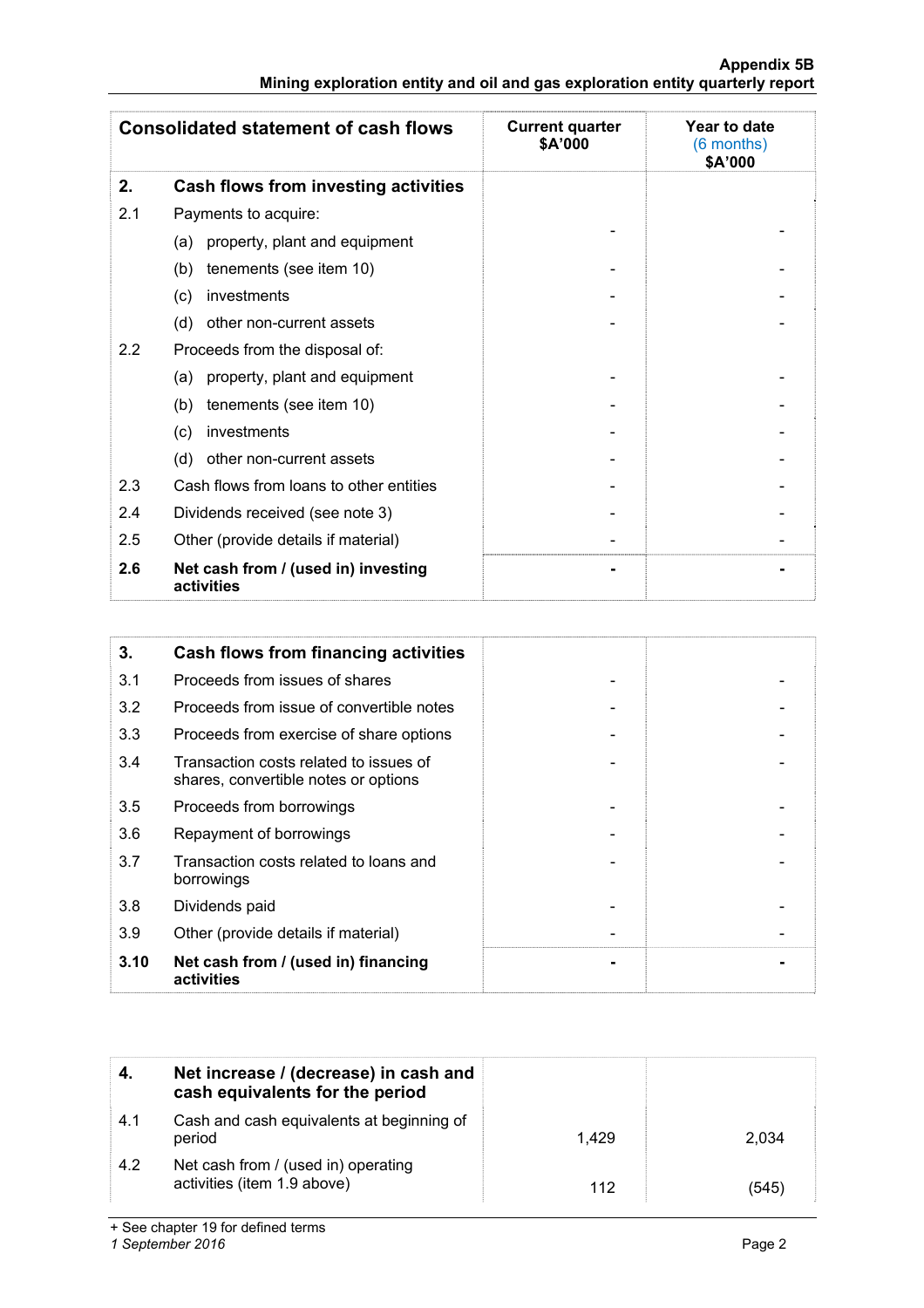| Consolidated statement of cash flows | | Current quarter $A'000 | Year to date (6 months) $A'000 |
|---|---|---|---|
| **2.** | **Cash flows from investing activities** | | |
| 2.1 | Payments to acquire: | | |
| | (a) property, plant and equipment | - | - |
| | (b) tenements (see item 10) | - | - |
| | (c) investments | - | - |
| | (d) other non-current assets | - | - |
| 2.2 | Proceeds from the disposal of: | | |
| | (a) property, plant and equipment | - | - |
| | (b) tenements (see item 10) | - | - |
| | (c) investments | - | - |
| | (d) other non-current assets | - | - |
| 2.3 | Cash flows from loans to other entities | - | - |
| 2.4 | Dividends received (see note 3) | - | - |
| 2.5 | Other (provide details if material) | - | - |
| **2.6** | **Net cash from / (used in) investing activities** | **-** | **-** |

| | | | |
|---|---|---|---|
| **3.** | **Cash flows from financing activities** | | |
| 3.1 | Proceeds from issues of shares | - | - |
| 3.2 | Proceeds from issue of convertible notes | - | - |
| 3.3 | Proceeds from exercise of share options | - | - |
| 3.4 | Transaction costs related to issues of shares, convertible notes or options | - | - |
| 3.5 | Proceeds from borrowings | - | - |
| 3.6 | Repayment of borrowings | - | - |
| 3.7 | Transaction costs related to loans and borrowings | - | - |
| 3.8 | Dividends paid | - | - |
| 3.9 | Other (provide details if material) | - | - |
| **3.10** | **Net cash from / (used in) financing activities** | **-** | **-** |

| | | | |
|---|---|---|---|
| **4.** | **Net increase / (decrease) in cash and cash equivalents for the period** | | |
| 4.1 | Cash and cash equivalents at beginning of period | 1,429 | 2,034 |
| 4.2 | Net cash from / (used in) operating activities (item 1.9 above) | 112 | (545) |

+ See chapter 19 for defined terms

*1 September 2016*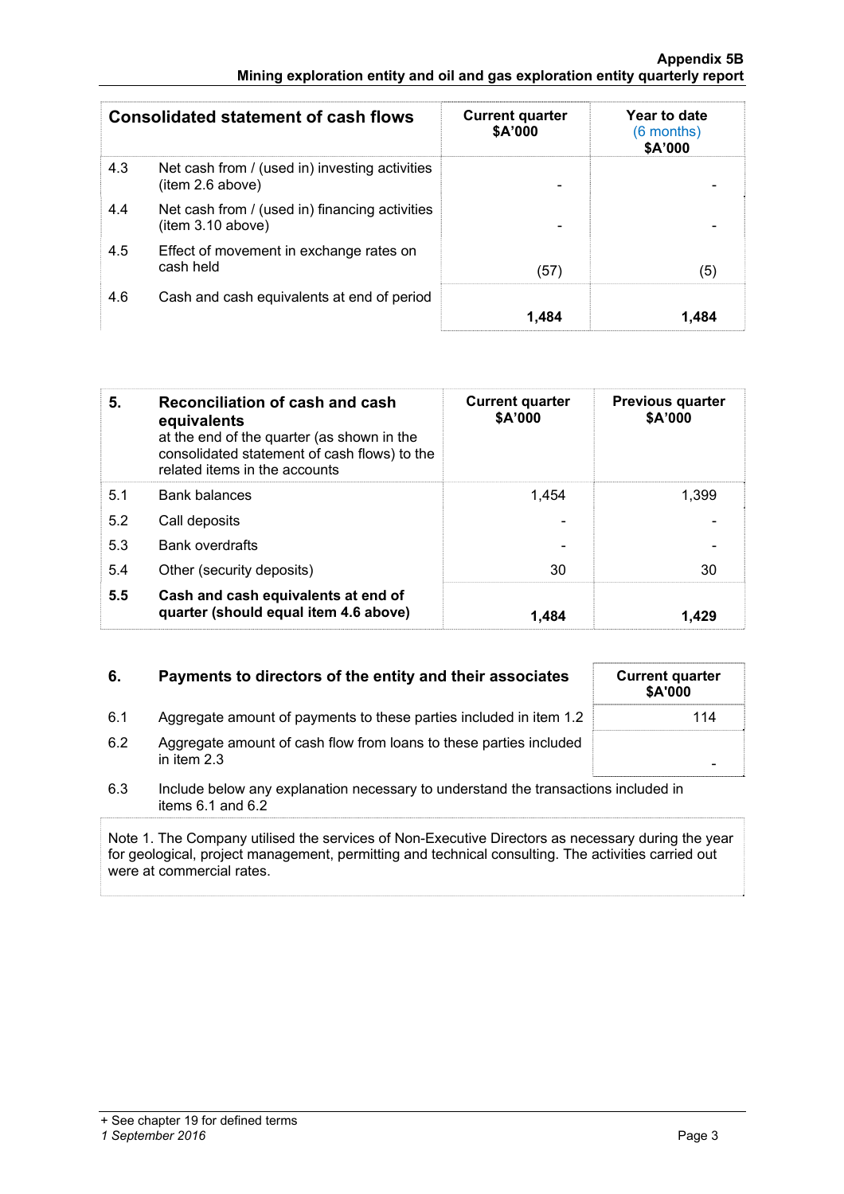| Consolidated statement of cash flows | | Current quarter $A'000 | Year to date (6 months) $A'000 |
|---|---|---|---|
| 4.3 | Net cash from / (used in) investing activities (item 2.6 above) | - | - |
| 4.4 | Net cash from / (used in) financing activities (item 3.10 above) | - | - |
| 4.5 | Effect of movement in exchange rates on cash held | (57) | (5) |
| 4.6 | Cash and cash equivalents at end of period | **1,484** | **1,484** |

| **5.** | **Reconciliation of cash and cash equivalents** at the end of the quarter (as shown in the consolidated statement of cash flows) to the related items in the accounts | **Current quarter $A'000** | **Previous quarter $A'000** |
|---|---|---|---|
| 5.1 | Bank balances | 1,454 | 1,399 |
| 5.2 | Call deposits | - | - |
| 5.3 | Bank overdrafts | - | - |
| 5.4 | Other (security deposits) | 30 | 30 |
| **5.5** | **Cash and cash equivalents at end of quarter (should equal item 4.6 above)** | **1,484** | **1,429** |

| **6.** | **Payments to directors of the entity and their associates** | **Current quarter $A'000** |
|---|---|---|
| 6.1 | Aggregate amount of payments to these parties included in item 1.2 | 114 |
| 6.2 | Aggregate amount of cash flow from loans to these parties included in item 2.3 | - |

6.3 Include below any explanation necessary to understand the transactions included in items 6.1 and 6.2

Note 1. The Company utilised the services of Non-Executive Directors as necessary during the year for geological, project management, permitting and technical consulting. The activities carried out were at commercial rates.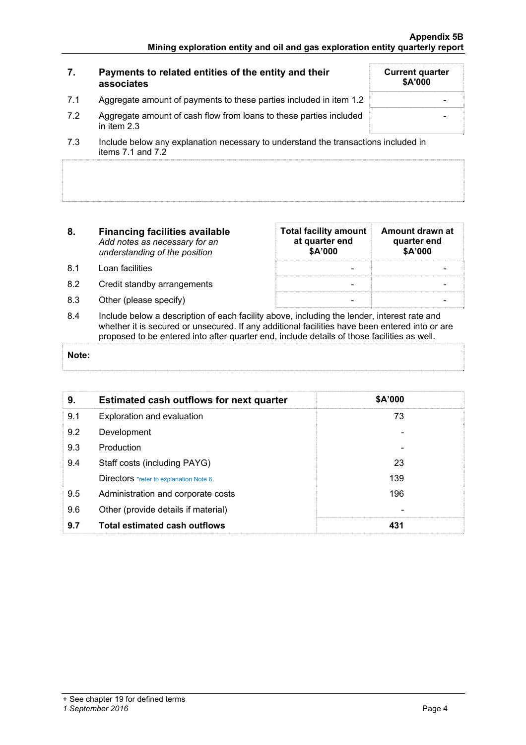| 7. | Payments to related entities of the entity and their associates | Current quarter $A'000 |
|---|---|---|
| 7.1 | Aggregate amount of payments to these parties included in item 1.2 | - |
| 7.2 | Aggregate amount of cash flow from loans to these parties included in item 2.3 | - |

7.3 Include below any explanation necessary to understand the transactions included in items 7.1 and 7.2

| 8. | **Financing facilities available** *Add notes as necessary for an understanding of the position* | Total facility amount at quarter end $A'000 | Amount drawn at quarter end $A'000 |
|---|---|---|---|
| 8.1 | Loan facilities | - | - |
| 8.2 | Credit standby arrangements | - | - |
| 8.3 | Other (please specify) | - | - |

8.4 Include below a description of each facility above, including the lender, interest rate and whether it is secured or unsecured. If any additional facilities have been entered into or are proposed to be entered into after quarter end, include details of those facilities as well.

**Note:**

| 9. | **Estimated cash outflows for next quarter** | $A'000 |
|---|---|---|
| 9.1 | Exploration and evaluation | 73 |
| 9.2 | Development | - |
| 9.3 | Production | - |
| 9.4 | Staff costs (including PAYG) | 23 |
| | Directors *refer to explanation Note 6. | 139 |
| 9.5 | Administration and corporate costs | 196 |
| 9.6 | Other (provide details if material) | - |
| **9.7** | **Total estimated cash outflows** | **431** |

+ See chapter 19 for defined terms
*1 September 2016*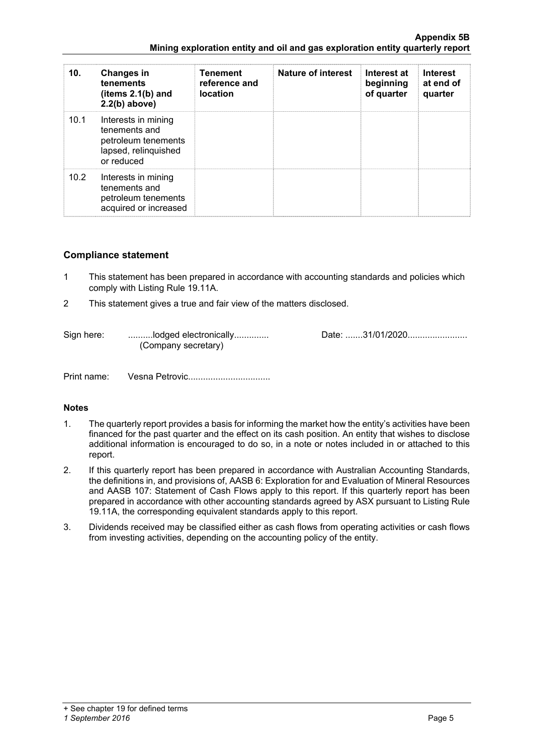| 10. | Changes in tenements (items 2.1(b) and 2.2(b) above) | Tenement reference and location | Nature of interest | Interest at beginning of quarter | Interest at end of quarter |
|---|---|---|---|---|---|
| 10.1 | Interests in mining tenements and petroleum tenements lapsed, relinquished or reduced | | | | |
| 10.2 | Interests in mining tenements and petroleum tenements acquired or increased | | | | |

## Compliance statement

1. This statement has been prepared in accordance with accounting standards and policies which comply with Listing Rule 19.11A.
2. This statement gives a true and fair view of the matters disclosed.

Sign here: ..........lodged electronically.............. (Company secretary)

Date: .......31/01/2020........................

Print name: Vesna Petrovic.................................

### Notes

1. The quarterly report provides a basis for informing the market how the entity's activities have been financed for the past quarter and the effect on its cash position. An entity that wishes to disclose additional information is encouraged to do so, in a note or notes included in or attached to this report.
2. If this quarterly report has been prepared in accordance with Australian Accounting Standards, the definitions in, and provisions of, AASB 6: Exploration for and Evaluation of Mineral Resources and AASB 107: Statement of Cash Flows apply to this report. If this quarterly report has been prepared in accordance with other accounting standards agreed by ASX pursuant to Listing Rule 19.11A, the corresponding equivalent standards apply to this report.
3. Dividends received may be classified either as cash flows from operating activities or cash flows from investing activities, depending on the accounting policy of the entity.